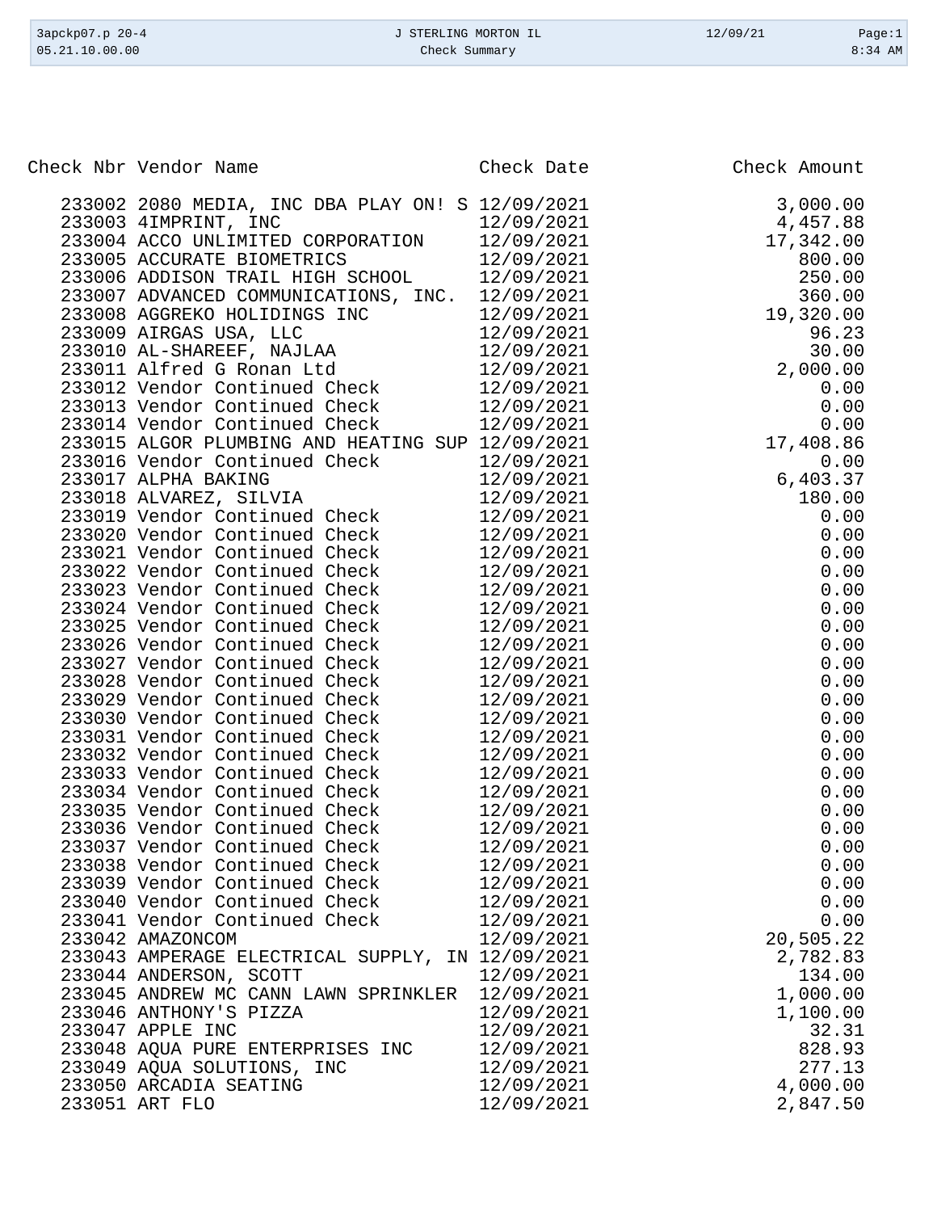| Check Nbr | Vendor Name | Check Date | Check Amount |
|---|---|---|---|
| 233002 | 2080 MEDIA, INC DBA PLAY ON! S | 12/09/2021 | 3,000.00 |
| 233003 | 4IMPRINT, INC | 12/09/2021 | 4,457.88 |
| 233004 | ACCO UNLIMITED CORPORATION | 12/09/2021 | 17,342.00 |
| 233005 | ACCURATE BIOMETRICS | 12/09/2021 | 800.00 |
| 233006 | ADDISON TRAIL HIGH SCHOOL | 12/09/2021 | 250.00 |
| 233007 | ADVANCED COMMUNICATIONS, INC. | 12/09/2021 | 360.00 |
| 233008 | AGGREKO HOLIDINGS INC | 12/09/2021 | 19,320.00 |
| 233009 | AIRGAS USA, LLC | 12/09/2021 | 96.23 |
| 233010 | AL-SHAREEF, NAJLAA | 12/09/2021 | 30.00 |
| 233011 | Alfred G Ronan Ltd | 12/09/2021 | 2,000.00 |
| 233012 | Vendor Continued Check | 12/09/2021 | 0.00 |
| 233013 | Vendor Continued Check | 12/09/2021 | 0.00 |
| 233014 | Vendor Continued Check | 12/09/2021 | 0.00 |
| 233015 | ALGOR PLUMBING AND HEATING SUP | 12/09/2021 | 17,408.86 |
| 233016 | Vendor Continued Check | 12/09/2021 | 0.00 |
| 233017 | ALPHA BAKING | 12/09/2021 | 6,403.37 |
| 233018 | ALVAREZ, SILVIA | 12/09/2021 | 180.00 |
| 233019 | Vendor Continued Check | 12/09/2021 | 0.00 |
| 233020 | Vendor Continued Check | 12/09/2021 | 0.00 |
| 233021 | Vendor Continued Check | 12/09/2021 | 0.00 |
| 233022 | Vendor Continued Check | 12/09/2021 | 0.00 |
| 233023 | Vendor Continued Check | 12/09/2021 | 0.00 |
| 233024 | Vendor Continued Check | 12/09/2021 | 0.00 |
| 233025 | Vendor Continued Check | 12/09/2021 | 0.00 |
| 233026 | Vendor Continued Check | 12/09/2021 | 0.00 |
| 233027 | Vendor Continued Check | 12/09/2021 | 0.00 |
| 233028 | Vendor Continued Check | 12/09/2021 | 0.00 |
| 233029 | Vendor Continued Check | 12/09/2021 | 0.00 |
| 233030 | Vendor Continued Check | 12/09/2021 | 0.00 |
| 233031 | Vendor Continued Check | 12/09/2021 | 0.00 |
| 233032 | Vendor Continued Check | 12/09/2021 | 0.00 |
| 233033 | Vendor Continued Check | 12/09/2021 | 0.00 |
| 233034 | Vendor Continued Check | 12/09/2021 | 0.00 |
| 233035 | Vendor Continued Check | 12/09/2021 | 0.00 |
| 233036 | Vendor Continued Check | 12/09/2021 | 0.00 |
| 233037 | Vendor Continued Check | 12/09/2021 | 0.00 |
| 233038 | Vendor Continued Check | 12/09/2021 | 0.00 |
| 233039 | Vendor Continued Check | 12/09/2021 | 0.00 |
| 233040 | Vendor Continued Check | 12/09/2021 | 0.00 |
| 233041 | Vendor Continued Check | 12/09/2021 | 0.00 |
| 233042 | AMAZONCOM | 12/09/2021 | 20,505.22 |
| 233043 | AMPERAGE ELECTRICAL SUPPLY, IN | 12/09/2021 | 2,782.83 |
| 233044 | ANDERSON, SCOTT | 12/09/2021 | 134.00 |
| 233045 | ANDREW MC CANN LAWN SPRINKLER | 12/09/2021 | 1,000.00 |
| 233046 | ANTHONY'S PIZZA | 12/09/2021 | 1,100.00 |
| 233047 | APPLE INC | 12/09/2021 | 32.31 |
| 233048 | AQUA PURE ENTERPRISES INC | 12/09/2021 | 828.93 |
| 233049 | AQUA SOLUTIONS, INC | 12/09/2021 | 277.13 |
| 233050 | ARCADIA SEATING | 12/09/2021 | 4,000.00 |
| 233051 | ART FLO | 12/09/2021 | 2,847.50 |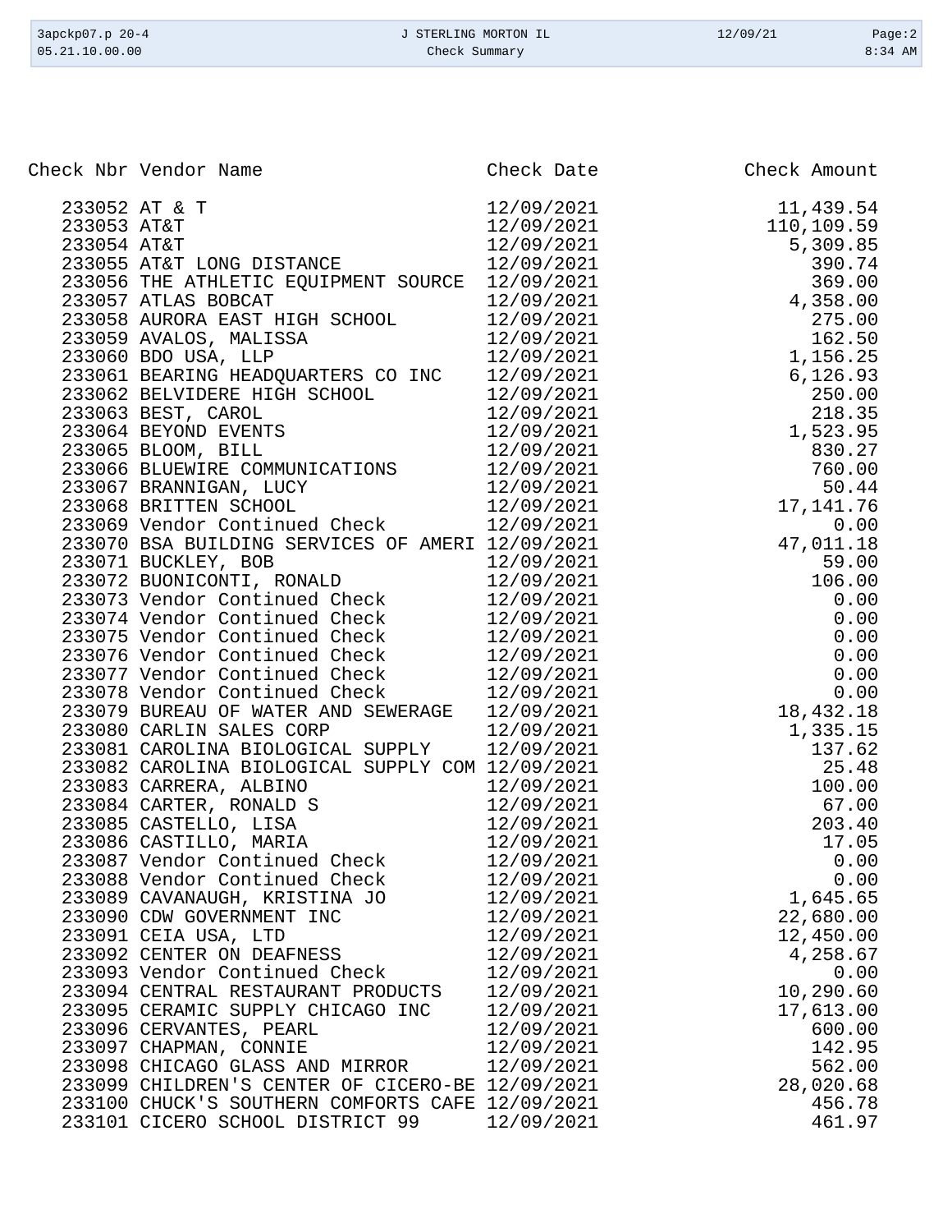| Check Nbr | Vendor Name | Check Date | Check Amount |
|---|---|---|---|
| 233052 | AT & T | 12/09/2021 | 11,439.54 |
| 233053 | AT&T | 12/09/2021 | 110,109.59 |
| 233054 | AT&T | 12/09/2021 | 5,309.85 |
| 233055 | AT&T LONG DISTANCE | 12/09/2021 | 390.74 |
| 233056 | THE ATHLETIC EQUIPMENT SOURCE | 12/09/2021 | 369.00 |
| 233057 | ATLAS BOBCAT | 12/09/2021 | 4,358.00 |
| 233058 | AURORA EAST HIGH SCHOOL | 12/09/2021 | 275.00 |
| 233059 | AVALOS, MALISSA | 12/09/2021 | 162.50 |
| 233060 | BDO USA, LLP | 12/09/2021 | 1,156.25 |
| 233061 | BEARING HEADQUARTERS CO INC | 12/09/2021 | 6,126.93 |
| 233062 | BELVIDERE HIGH SCHOOL | 12/09/2021 | 250.00 |
| 233063 | BEST, CAROL | 12/09/2021 | 218.35 |
| 233064 | BEYOND EVENTS | 12/09/2021 | 1,523.95 |
| 233065 | BLOOM, BILL | 12/09/2021 | 830.27 |
| 233066 | BLUEWIRE COMMUNICATIONS | 12/09/2021 | 760.00 |
| 233067 | BRANNIGAN, LUCY | 12/09/2021 | 50.44 |
| 233068 | BRITTEN SCHOOL | 12/09/2021 | 17,141.76 |
| 233069 | Vendor Continued Check | 12/09/2021 | 0.00 |
| 233070 | BSA BUILDING SERVICES OF AMERI | 12/09/2021 | 47,011.18 |
| 233071 | BUCKLEY, BOB | 12/09/2021 | 59.00 |
| 233072 | BUONICONTI, RONALD | 12/09/2021 | 106.00 |
| 233073 | Vendor Continued Check | 12/09/2021 | 0.00 |
| 233074 | Vendor Continued Check | 12/09/2021 | 0.00 |
| 233075 | Vendor Continued Check | 12/09/2021 | 0.00 |
| 233076 | Vendor Continued Check | 12/09/2021 | 0.00 |
| 233077 | Vendor Continued Check | 12/09/2021 | 0.00 |
| 233078 | Vendor Continued Check | 12/09/2021 | 0.00 |
| 233079 | BUREAU OF WATER AND SEWERAGE | 12/09/2021 | 18,432.18 |
| 233080 | CARLIN SALES CORP | 12/09/2021 | 1,335.15 |
| 233081 | CAROLINA BIOLOGICAL SUPPLY | 12/09/2021 | 137.62 |
| 233082 | CAROLINA BIOLOGICAL SUPPLY COM | 12/09/2021 | 25.48 |
| 233083 | CARRERA, ALBINO | 12/09/2021 | 100.00 |
| 233084 | CARTER, RONALD S | 12/09/2021 | 67.00 |
| 233085 | CASTELLO, LISA | 12/09/2021 | 203.40 |
| 233086 | CASTILLO, MARIA | 12/09/2021 | 17.05 |
| 233087 | Vendor Continued Check | 12/09/2021 | 0.00 |
| 233088 | Vendor Continued Check | 12/09/2021 | 0.00 |
| 233089 | CAVANAUGH, KRISTINA JO | 12/09/2021 | 1,645.65 |
| 233090 | CDW GOVERNMENT INC | 12/09/2021 | 22,680.00 |
| 233091 | CEIA USA, LTD | 12/09/2021 | 12,450.00 |
| 233092 | CENTER ON DEAFNESS | 12/09/2021 | 4,258.67 |
| 233093 | Vendor Continued Check | 12/09/2021 | 0.00 |
| 233094 | CENTRAL RESTAURANT PRODUCTS | 12/09/2021 | 10,290.60 |
| 233095 | CERAMIC SUPPLY CHICAGO INC | 12/09/2021 | 17,613.00 |
| 233096 | CERVANTES, PEARL | 12/09/2021 | 600.00 |
| 233097 | CHAPMAN, CONNIE | 12/09/2021 | 142.95 |
| 233098 | CHICAGO GLASS AND MIRROR | 12/09/2021 | 562.00 |
| 233099 | CHILDREN'S CENTER OF CICERO-BE | 12/09/2021 | 28,020.68 |
| 233100 | CHUCK'S SOUTHERN COMFORTS CAFE | 12/09/2021 | 456.78 |
| 233101 | CICERO SCHOOL DISTRICT 99 | 12/09/2021 | 461.97 |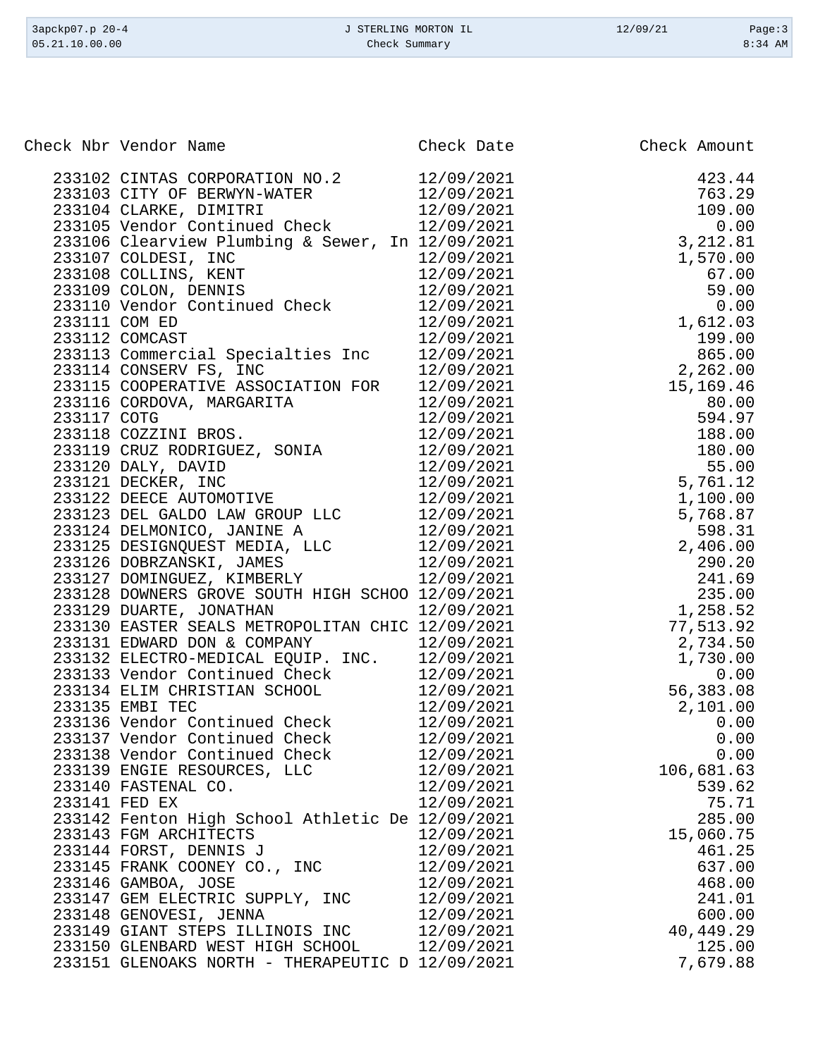| Check Nbr | Vendor Name | Check Date | Check Amount |
|---|---|---|---|
| 233102 | CINTAS CORPORATION NO.2 | 12/09/2021 | 423.44 |
| 233103 | CITY OF BERWYN-WATER | 12/09/2021 | 763.29 |
| 233104 | CLARKE, DIMITRI | 12/09/2021 | 109.00 |
| 233105 | Vendor Continued Check | 12/09/2021 | 0.00 |
| 233106 | Clearview Plumbing & Sewer, In | 12/09/2021 | 3,212.81 |
| 233107 | COLDESI, INC | 12/09/2021 | 1,570.00 |
| 233108 | COLLINS, KENT | 12/09/2021 | 67.00 |
| 233109 | COLON, DENNIS | 12/09/2021 | 59.00 |
| 233110 | Vendor Continued Check | 12/09/2021 | 0.00 |
| 233111 | COM ED | 12/09/2021 | 1,612.03 |
| 233112 | COMCAST | 12/09/2021 | 199.00 |
| 233113 | Commercial Specialties Inc | 12/09/2021 | 865.00 |
| 233114 | CONSERV FS, INC | 12/09/2021 | 2,262.00 |
| 233115 | COOPERATIVE ASSOCIATION FOR | 12/09/2021 | 15,169.46 |
| 233116 | CORDOVA, MARGARITA | 12/09/2021 | 80.00 |
| 233117 | COTG | 12/09/2021 | 594.97 |
| 233118 | COZZINI BROS. | 12/09/2021 | 188.00 |
| 233119 | CRUZ RODRIGUEZ, SONIA | 12/09/2021 | 180.00 |
| 233120 | DALY, DAVID | 12/09/2021 | 55.00 |
| 233121 | DECKER, INC | 12/09/2021 | 5,761.12 |
| 233122 | DEECE AUTOMOTIVE | 12/09/2021 | 1,100.00 |
| 233123 | DEL GALDO LAW GROUP LLC | 12/09/2021 | 5,768.87 |
| 233124 | DELMONICO, JANINE A | 12/09/2021 | 598.31 |
| 233125 | DESIGNQUEST MEDIA, LLC | 12/09/2021 | 2,406.00 |
| 233126 | DOBRZANSKI, JAMES | 12/09/2021 | 290.20 |
| 233127 | DOMINGUEZ, KIMBERLY | 12/09/2021 | 241.69 |
| 233128 | DOWNERS GROVE SOUTH HIGH SCHOO | 12/09/2021 | 235.00 |
| 233129 | DUARTE, JONATHAN | 12/09/2021 | 1,258.52 |
| 233130 | EASTER SEALS METROPOLITAN CHIC | 12/09/2021 | 77,513.92 |
| 233131 | EDWARD DON & COMPANY | 12/09/2021 | 2,734.50 |
| 233132 | ELECTRO-MEDICAL EQUIP. INC. | 12/09/2021 | 1,730.00 |
| 233133 | Vendor Continued Check | 12/09/2021 | 0.00 |
| 233134 | ELIM CHRISTIAN SCHOOL | 12/09/2021 | 56,383.08 |
| 233135 | EMBI TEC | 12/09/2021 | 2,101.00 |
| 233136 | Vendor Continued Check | 12/09/2021 | 0.00 |
| 233137 | Vendor Continued Check | 12/09/2021 | 0.00 |
| 233138 | Vendor Continued Check | 12/09/2021 | 0.00 |
| 233139 | ENGIE RESOURCES, LLC | 12/09/2021 | 106,681.63 |
| 233140 | FASTENAL CO. | 12/09/2021 | 539.62 |
| 233141 | FED EX | 12/09/2021 | 75.71 |
| 233142 | Fenton High School Athletic De | 12/09/2021 | 285.00 |
| 233143 | FGM ARCHITECTS | 12/09/2021 | 15,060.75 |
| 233144 | FORST, DENNIS J | 12/09/2021 | 461.25 |
| 233145 | FRANK COONEY CO., INC | 12/09/2021 | 637.00 |
| 233146 | GAMBOA, JOSE | 12/09/2021 | 468.00 |
| 233147 | GEM ELECTRIC SUPPLY, INC | 12/09/2021 | 241.01 |
| 233148 | GENOVESI, JENNA | 12/09/2021 | 600.00 |
| 233149 | GIANT STEPS ILLINOIS INC | 12/09/2021 | 40,449.29 |
| 233150 | GLENBARD WEST HIGH SCHOOL | 12/09/2021 | 125.00 |
| 233151 | GLENOAKS NORTH - THERAPEUTIC D | 12/09/2021 | 7,679.88 |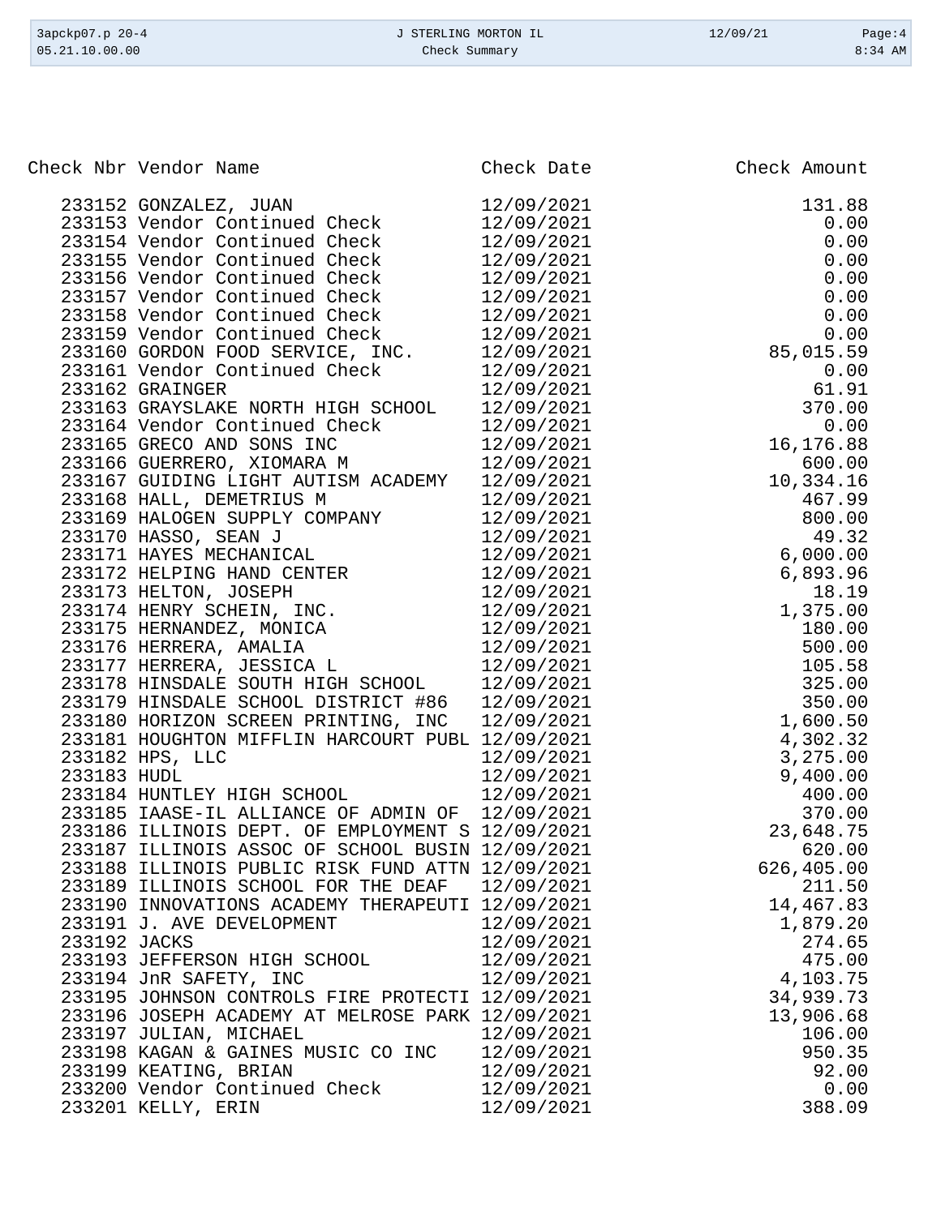| Check Nbr | Vendor Name | Check Date | Check Amount |
|---|---|---|---|
| 233152 | GONZALEZ, JUAN | 12/09/2021 | 131.88 |
| 233153 | Vendor Continued Check | 12/09/2021 | 0.00 |
| 233154 | Vendor Continued Check | 12/09/2021 | 0.00 |
| 233155 | Vendor Continued Check | 12/09/2021 | 0.00 |
| 233156 | Vendor Continued Check | 12/09/2021 | 0.00 |
| 233157 | Vendor Continued Check | 12/09/2021 | 0.00 |
| 233158 | Vendor Continued Check | 12/09/2021 | 0.00 |
| 233159 | Vendor Continued Check | 12/09/2021 | 0.00 |
| 233160 | GORDON FOOD SERVICE, INC. | 12/09/2021 | 85,015.59 |
| 233161 | Vendor Continued Check | 12/09/2021 | 0.00 |
| 233162 | GRAINGER | 12/09/2021 | 61.91 |
| 233163 | GRAYSLAKE NORTH HIGH SCHOOL | 12/09/2021 | 370.00 |
| 233164 | Vendor Continued Check | 12/09/2021 | 0.00 |
| 233165 | GRECO AND SONS INC | 12/09/2021 | 16,176.88 |
| 233166 | GUERRERO, XIOMARA M | 12/09/2021 | 600.00 |
| 233167 | GUIDING LIGHT AUTISM ACADEMY | 12/09/2021 | 10,334.16 |
| 233168 | HALL, DEMETRIUS M | 12/09/2021 | 467.99 |
| 233169 | HALOGEN SUPPLY COMPANY | 12/09/2021 | 800.00 |
| 233170 | HASSO, SEAN J | 12/09/2021 | 49.32 |
| 233171 | HAYES MECHANICAL | 12/09/2021 | 6,000.00 |
| 233172 | HELPING HAND CENTER | 12/09/2021 | 6,893.96 |
| 233173 | HELTON, JOSEPH | 12/09/2021 | 18.19 |
| 233174 | HENRY SCHEIN, INC. | 12/09/2021 | 1,375.00 |
| 233175 | HERNANDEZ, MONICA | 12/09/2021 | 180.00 |
| 233176 | HERRERA, AMALIA | 12/09/2021 | 500.00 |
| 233177 | HERRERA, JESSICA L | 12/09/2021 | 105.58 |
| 233178 | HINSDALE SOUTH HIGH SCHOOL | 12/09/2021 | 325.00 |
| 233179 | HINSDALE SCHOOL DISTRICT #86 | 12/09/2021 | 350.00 |
| 233180 | HORIZON SCREEN PRINTING, INC | 12/09/2021 | 1,600.50 |
| 233181 | HOUGHTON MIFFLIN HARCOURT PUBL | 12/09/2021 | 4,302.32 |
| 233182 | HPS, LLC | 12/09/2021 | 3,275.00 |
| 233183 | HUDL | 12/09/2021 | 9,400.00 |
| 233184 | HUNTLEY HIGH SCHOOL | 12/09/2021 | 400.00 |
| 233185 | IAASE-IL ALLIANCE OF ADMIN OF | 12/09/2021 | 370.00 |
| 233186 | ILLINOIS DEPT. OF EMPLOYMENT S | 12/09/2021 | 23,648.75 |
| 233187 | ILLINOIS ASSOC OF SCHOOL BUSIN | 12/09/2021 | 620.00 |
| 233188 | ILLINOIS PUBLIC RISK FUND ATTN | 12/09/2021 | 626,405.00 |
| 233189 | ILLINOIS SCHOOL FOR THE DEAF | 12/09/2021 | 211.50 |
| 233190 | INNOVATIONS ACADEMY THERAPEUTI | 12/09/2021 | 14,467.83 |
| 233191 | J. AVE DEVELOPMENT | 12/09/2021 | 1,879.20 |
| 233192 | JACKS | 12/09/2021 | 274.65 |
| 233193 | JEFFERSON HIGH SCHOOL | 12/09/2021 | 475.00 |
| 233194 | JnR SAFETY, INC | 12/09/2021 | 4,103.75 |
| 233195 | JOHNSON CONTROLS FIRE PROTECTI | 12/09/2021 | 34,939.73 |
| 233196 | JOSEPH ACADEMY AT MELROSE PARK | 12/09/2021 | 13,906.68 |
| 233197 | JULIAN, MICHAEL | 12/09/2021 | 106.00 |
| 233198 | KAGAN & GAINES MUSIC CO INC | 12/09/2021 | 950.35 |
| 233199 | KEATING, BRIAN | 12/09/2021 | 92.00 |
| 233200 | Vendor Continued Check | 12/09/2021 | 0.00 |
| 233201 | KELLY, ERIN | 12/09/2021 | 388.09 |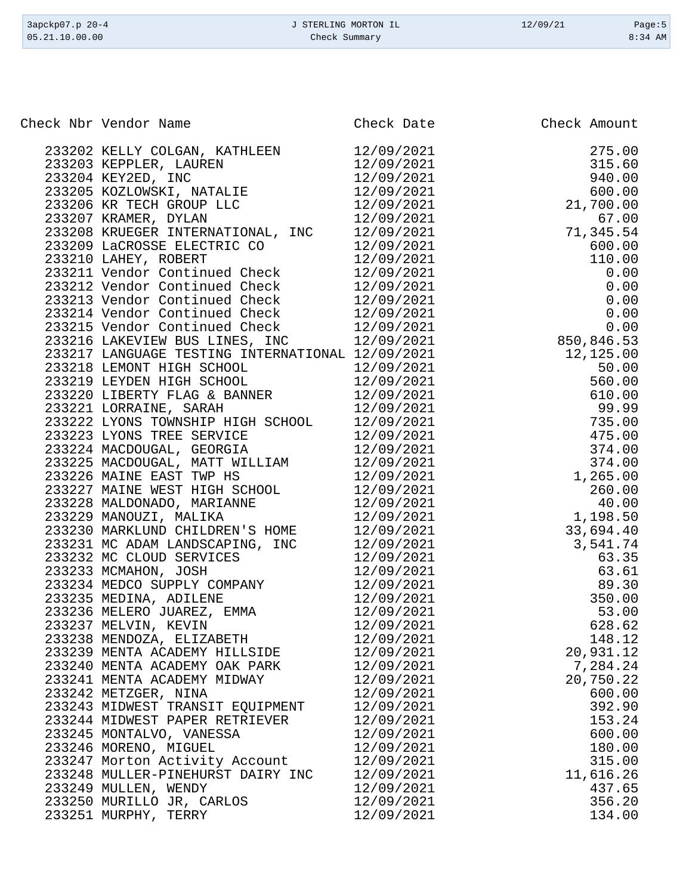| Check Nbr | Vendor Name | Check Date | Check Amount |
|---|---|---|---|
| 233202 | KELLY COLGAN, KATHLEEN | 12/09/2021 | 275.00 |
| 233203 | KEPPLER, LAUREN | 12/09/2021 | 315.60 |
| 233204 | KEY2ED, INC | 12/09/2021 | 940.00 |
| 233205 | KOZLOWSKI, NATALIE | 12/09/2021 | 600.00 |
| 233206 | KR TECH GROUP LLC | 12/09/2021 | 21,700.00 |
| 233207 | KRAMER, DYLAN | 12/09/2021 | 67.00 |
| 233208 | KRUEGER INTERNATIONAL, INC | 12/09/2021 | 71,345.54 |
| 233209 | LaCROSSE ELECTRIC CO | 12/09/2021 | 600.00 |
| 233210 | LAHEY, ROBERT | 12/09/2021 | 110.00 |
| 233211 | Vendor Continued Check | 12/09/2021 | 0.00 |
| 233212 | Vendor Continued Check | 12/09/2021 | 0.00 |
| 233213 | Vendor Continued Check | 12/09/2021 | 0.00 |
| 233214 | Vendor Continued Check | 12/09/2021 | 0.00 |
| 233215 | Vendor Continued Check | 12/09/2021 | 0.00 |
| 233216 | LAKEVIEW BUS LINES, INC | 12/09/2021 | 850,846.53 |
| 233217 | LANGUAGE TESTING INTERNATIONAL | 12/09/2021 | 12,125.00 |
| 233218 | LEMONT HIGH SCHOOL | 12/09/2021 | 50.00 |
| 233219 | LEYDEN HIGH SCHOOL | 12/09/2021 | 560.00 |
| 233220 | LIBERTY FLAG & BANNER | 12/09/2021 | 610.00 |
| 233221 | LORRAINE, SARAH | 12/09/2021 | 99.99 |
| 233222 | LYONS TOWNSHIP HIGH SCHOOL | 12/09/2021 | 735.00 |
| 233223 | LYONS TREE SERVICE | 12/09/2021 | 475.00 |
| 233224 | MACDOUGAL, GEORGIA | 12/09/2021 | 374.00 |
| 233225 | MACDOUGAL, MATT WILLIAM | 12/09/2021 | 374.00 |
| 233226 | MAINE EAST TWP HS | 12/09/2021 | 1,265.00 |
| 233227 | MAINE WEST HIGH SCHOOL | 12/09/2021 | 260.00 |
| 233228 | MALDONADO, MARIANNE | 12/09/2021 | 40.00 |
| 233229 | MANOUZI, MALIKA | 12/09/2021 | 1,198.50 |
| 233230 | MARKLUND CHILDREN'S HOME | 12/09/2021 | 33,694.40 |
| 233231 | MC ADAM LANDSCAPING, INC | 12/09/2021 | 3,541.74 |
| 233232 | MC CLOUD SERVICES | 12/09/2021 | 63.35 |
| 233233 | MCMAHON, JOSH | 12/09/2021 | 63.61 |
| 233234 | MEDCO SUPPLY COMPANY | 12/09/2021 | 89.30 |
| 233235 | MEDINA, ADILENE | 12/09/2021 | 350.00 |
| 233236 | MELERO JUAREZ, EMMA | 12/09/2021 | 53.00 |
| 233237 | MELVIN, KEVIN | 12/09/2021 | 628.62 |
| 233238 | MENDOZA, ELIZABETH | 12/09/2021 | 148.12 |
| 233239 | MENTA ACADEMY HILLSIDE | 12/09/2021 | 20,931.12 |
| 233240 | MENTA ACADEMY OAK PARK | 12/09/2021 | 7,284.24 |
| 233241 | MENTA ACADEMY MIDWAY | 12/09/2021 | 20,750.22 |
| 233242 | METZGER, NINA | 12/09/2021 | 600.00 |
| 233243 | MIDWEST TRANSIT EQUIPMENT | 12/09/2021 | 392.90 |
| 233244 | MIDWEST PAPER RETRIEVER | 12/09/2021 | 153.24 |
| 233245 | MONTALVO, VANESSA | 12/09/2021 | 600.00 |
| 233246 | MORENO, MIGUEL | 12/09/2021 | 180.00 |
| 233247 | Morton Activity Account | 12/09/2021 | 315.00 |
| 233248 | MULLER-PINEHURST DAIRY INC | 12/09/2021 | 11,616.26 |
| 233249 | MULLEN, WENDY | 12/09/2021 | 437.65 |
| 233250 | MURILLO JR, CARLOS | 12/09/2021 | 356.20 |
| 233251 | MURPHY, TERRY | 12/09/2021 | 134.00 |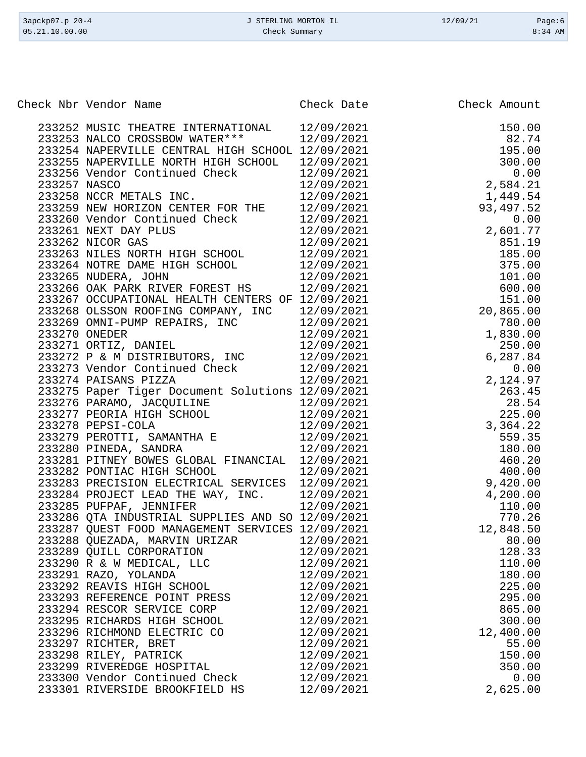| Check Nbr | Vendor Name | Check Date | Check Amount |
|---|---|---|---|
| 233252 | MUSIC THEATRE INTERNATIONAL | 12/09/2021 | 150.00 |
| 233253 | NALCO CROSSBOW WATER*** | 12/09/2021 | 82.74 |
| 233254 | NAPERVILLE CENTRAL HIGH SCHOOL | 12/09/2021 | 195.00 |
| 233255 | NAPERVILLE NORTH HIGH SCHOOL | 12/09/2021 | 300.00 |
| 233256 | Vendor Continued Check | 12/09/2021 | 0.00 |
| 233257 | NASCO | 12/09/2021 | 2,584.21 |
| 233258 | NCCR METALS INC. | 12/09/2021 | 1,449.54 |
| 233259 | NEW HORIZON CENTER FOR THE | 12/09/2021 | 93,497.52 |
| 233260 | Vendor Continued Check | 12/09/2021 | 0.00 |
| 233261 | NEXT DAY PLUS | 12/09/2021 | 2,601.77 |
| 233262 | NICOR GAS | 12/09/2021 | 851.19 |
| 233263 | NILES NORTH HIGH SCHOOL | 12/09/2021 | 185.00 |
| 233264 | NOTRE DAME HIGH SCHOOL | 12/09/2021 | 375.00 |
| 233265 | NUDERA, JOHN | 12/09/2021 | 101.00 |
| 233266 | OAK PARK RIVER FOREST HS | 12/09/2021 | 600.00 |
| 233267 | OCCUPATIONAL HEALTH CENTERS OF | 12/09/2021 | 151.00 |
| 233268 | OLSSON ROOFING COMPANY, INC | 12/09/2021 | 20,865.00 |
| 233269 | OMNI-PUMP REPAIRS, INC | 12/09/2021 | 780.00 |
| 233270 | ONEDER | 12/09/2021 | 1,830.00 |
| 233271 | ORTIZ, DANIEL | 12/09/2021 | 250.00 |
| 233272 | P & M DISTRIBUTORS, INC | 12/09/2021 | 6,287.84 |
| 233273 | Vendor Continued Check | 12/09/2021 | 0.00 |
| 233274 | PAISANS PIZZA | 12/09/2021 | 2,124.97 |
| 233275 | Paper Tiger Document Solutions | 12/09/2021 | 263.45 |
| 233276 | PARAMO, JACQUILINE | 12/09/2021 | 28.54 |
| 233277 | PEORIA HIGH SCHOOL | 12/09/2021 | 225.00 |
| 233278 | PEPSI-COLA | 12/09/2021 | 3,364.22 |
| 233279 | PEROTTI, SAMANTHA E | 12/09/2021 | 559.35 |
| 233280 | PINEDA, SANDRA | 12/09/2021 | 180.00 |
| 233281 | PITNEY BOWES GLOBAL FINANCIAL | 12/09/2021 | 460.20 |
| 233282 | PONTIAC HIGH SCHOOL | 12/09/2021 | 400.00 |
| 233283 | PRECISION ELECTRICAL SERVICES | 12/09/2021 | 9,420.00 |
| 233284 | PROJECT LEAD THE WAY, INC. | 12/09/2021 | 4,200.00 |
| 233285 | PUFPAF, JENNIFER | 12/09/2021 | 110.00 |
| 233286 | QTA INDUSTRIAL SUPPLIES AND SO | 12/09/2021 | 770.26 |
| 233287 | QUEST FOOD MANAGEMENT SERVICES | 12/09/2021 | 12,848.50 |
| 233288 | QUEZADA, MARVIN URIZAR | 12/09/2021 | 80.00 |
| 233289 | QUILL CORPORATION | 12/09/2021 | 128.33 |
| 233290 | R & W MEDICAL, LLC | 12/09/2021 | 110.00 |
| 233291 | RAZO, YOLANDA | 12/09/2021 | 180.00 |
| 233292 | REAVIS HIGH SCHOOL | 12/09/2021 | 225.00 |
| 233293 | REFERENCE POINT PRESS | 12/09/2021 | 295.00 |
| 233294 | RESCOR SERVICE CORP | 12/09/2021 | 865.00 |
| 233295 | RICHARDS HIGH SCHOOL | 12/09/2021 | 300.00 |
| 233296 | RICHMOND ELECTRIC CO | 12/09/2021 | 12,400.00 |
| 233297 | RICHTER, BRET | 12/09/2021 | 55.00 |
| 233298 | RILEY, PATRICK | 12/09/2021 | 150.00 |
| 233299 | RIVEREDGE HOSPITAL | 12/09/2021 | 350.00 |
| 233300 | Vendor Continued Check | 12/09/2021 | 0.00 |
| 233301 | RIVERSIDE BROOKFIELD HS | 12/09/2021 | 2,625.00 |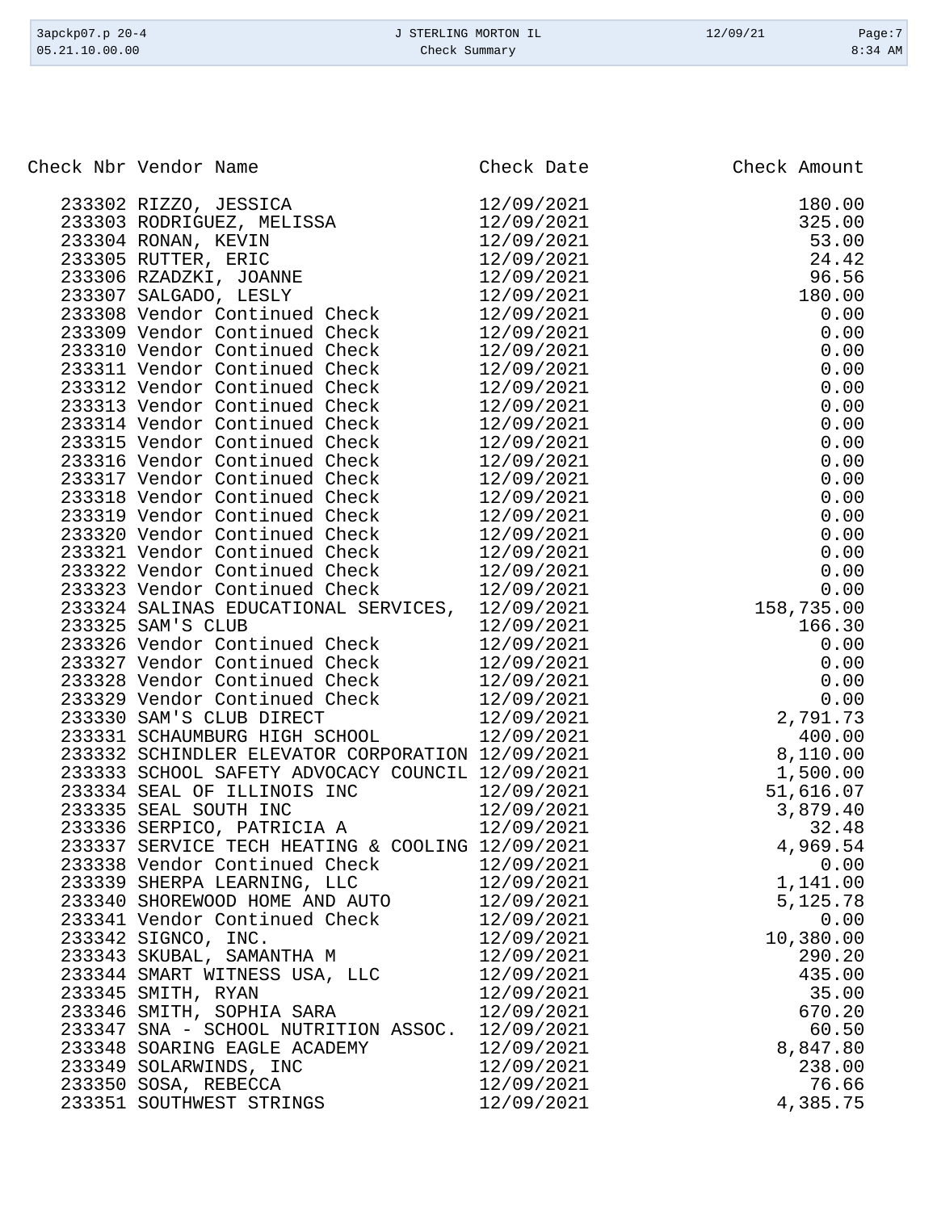| Check Nbr | Vendor Name | Check Date | Check Amount |
|---|---|---|---|
| 233302 | RIZZO, JESSICA | 12/09/2021 | 180.00 |
| 233303 | RODRIGUEZ, MELISSA | 12/09/2021 | 325.00 |
| 233304 | RONAN, KEVIN | 12/09/2021 | 53.00 |
| 233305 | RUTTER, ERIC | 12/09/2021 | 24.42 |
| 233306 | RZADZKI, JOANNE | 12/09/2021 | 96.56 |
| 233307 | SALGADO, LESLY | 12/09/2021 | 180.00 |
| 233308 | Vendor Continued Check | 12/09/2021 | 0.00 |
| 233309 | Vendor Continued Check | 12/09/2021 | 0.00 |
| 233310 | Vendor Continued Check | 12/09/2021 | 0.00 |
| 233311 | Vendor Continued Check | 12/09/2021 | 0.00 |
| 233312 | Vendor Continued Check | 12/09/2021 | 0.00 |
| 233313 | Vendor Continued Check | 12/09/2021 | 0.00 |
| 233314 | Vendor Continued Check | 12/09/2021 | 0.00 |
| 233315 | Vendor Continued Check | 12/09/2021 | 0.00 |
| 233316 | Vendor Continued Check | 12/09/2021 | 0.00 |
| 233317 | Vendor Continued Check | 12/09/2021 | 0.00 |
| 233318 | Vendor Continued Check | 12/09/2021 | 0.00 |
| 233319 | Vendor Continued Check | 12/09/2021 | 0.00 |
| 233320 | Vendor Continued Check | 12/09/2021 | 0.00 |
| 233321 | Vendor Continued Check | 12/09/2021 | 0.00 |
| 233322 | Vendor Continued Check | 12/09/2021 | 0.00 |
| 233323 | Vendor Continued Check | 12/09/2021 | 0.00 |
| 233324 | SALINAS EDUCATIONAL SERVICES, | 12/09/2021 | 158,735.00 |
| 233325 | SAM'S CLUB | 12/09/2021 | 166.30 |
| 233326 | Vendor Continued Check | 12/09/2021 | 0.00 |
| 233327 | Vendor Continued Check | 12/09/2021 | 0.00 |
| 233328 | Vendor Continued Check | 12/09/2021 | 0.00 |
| 233329 | Vendor Continued Check | 12/09/2021 | 0.00 |
| 233330 | SAM'S CLUB DIRECT | 12/09/2021 | 2,791.73 |
| 233331 | SCHAUMBURG HIGH SCHOOL | 12/09/2021 | 400.00 |
| 233332 | SCHINDLER ELEVATOR CORPORATION | 12/09/2021 | 8,110.00 |
| 233333 | SCHOOL SAFETY ADVOCACY COUNCIL | 12/09/2021 | 1,500.00 |
| 233334 | SEAL OF ILLINOIS INC | 12/09/2021 | 51,616.07 |
| 233335 | SEAL SOUTH INC | 12/09/2021 | 3,879.40 |
| 233336 | SERPICO, PATRICIA A | 12/09/2021 | 32.48 |
| 233337 | SERVICE TECH HEATING & COOLING | 12/09/2021 | 4,969.54 |
| 233338 | Vendor Continued Check | 12/09/2021 | 0.00 |
| 233339 | SHERPA LEARNING, LLC | 12/09/2021 | 1,141.00 |
| 233340 | SHOREWOOD HOME AND AUTO | 12/09/2021 | 5,125.78 |
| 233341 | Vendor Continued Check | 12/09/2021 | 0.00 |
| 233342 | SIGNCO, INC. | 12/09/2021 | 10,380.00 |
| 233343 | SKUBAL, SAMANTHA M | 12/09/2021 | 290.20 |
| 233344 | SMART WITNESS USA, LLC | 12/09/2021 | 435.00 |
| 233345 | SMITH, RYAN | 12/09/2021 | 35.00 |
| 233346 | SMITH, SOPHIA SARA | 12/09/2021 | 670.20 |
| 233347 | SNA - SCHOOL NUTRITION ASSOC. | 12/09/2021 | 60.50 |
| 233348 | SOARING EAGLE ACADEMY | 12/09/2021 | 8,847.80 |
| 233349 | SOLARWINDS, INC | 12/09/2021 | 238.00 |
| 233350 | SOSA, REBECCA | 12/09/2021 | 76.66 |
| 233351 | SOUTHWEST STRINGS | 12/09/2021 | 4,385.75 |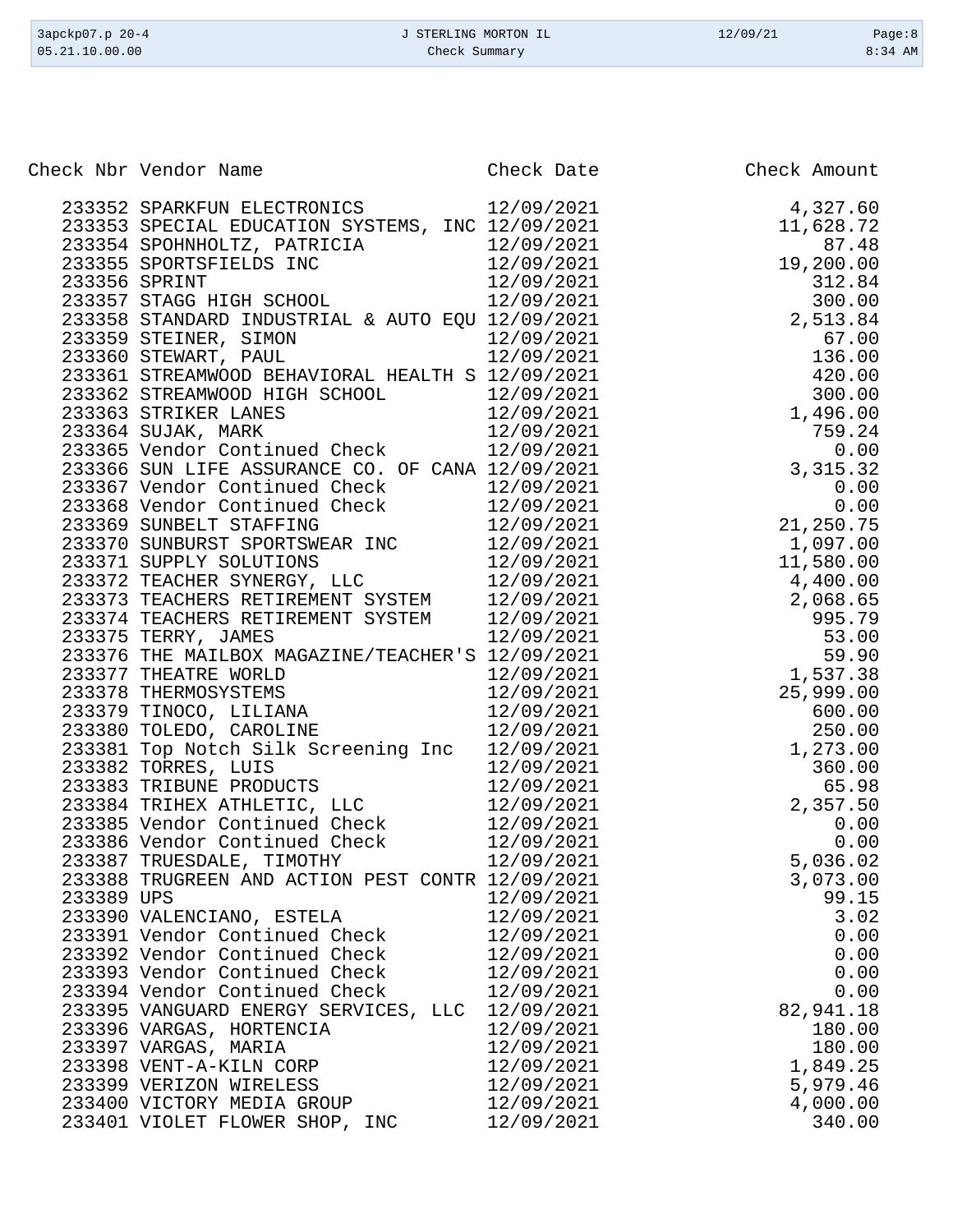| Check Nbr | Vendor Name | Check Date | Check Amount |
|---|---|---|---|
| 233352 | SPARKFUN ELECTRONICS | 12/09/2021 | 4,327.60 |
| 233353 | SPECIAL EDUCATION SYSTEMS, INC | 12/09/2021 | 11,628.72 |
| 233354 | SPOHNHOLTZ, PATRICIA | 12/09/2021 | 87.48 |
| 233355 | SPORTSFIELDS INC | 12/09/2021 | 19,200.00 |
| 233356 | SPRINT | 12/09/2021 | 312.84 |
| 233357 | STAGG HIGH SCHOOL | 12/09/2021 | 300.00 |
| 233358 | STANDARD INDUSTRIAL & AUTO EQU | 12/09/2021 | 2,513.84 |
| 233359 | STEINER, SIMON | 12/09/2021 | 67.00 |
| 233360 | STEWART, PAUL | 12/09/2021 | 136.00 |
| 233361 | STREAMWOOD BEHAVIORAL HEALTH S | 12/09/2021 | 420.00 |
| 233362 | STREAMWOOD HIGH SCHOOL | 12/09/2021 | 300.00 |
| 233363 | STRIKER LANES | 12/09/2021 | 1,496.00 |
| 233364 | SUJAK, MARK | 12/09/2021 | 759.24 |
| 233365 | Vendor Continued Check | 12/09/2021 | 0.00 |
| 233366 | SUN LIFE ASSURANCE CO. OF CANA | 12/09/2021 | 3,315.32 |
| 233367 | Vendor Continued Check | 12/09/2021 | 0.00 |
| 233368 | Vendor Continued Check | 12/09/2021 | 0.00 |
| 233369 | SUNBELT STAFFING | 12/09/2021 | 21,250.75 |
| 233370 | SUNBURST SPORTSWEAR INC | 12/09/2021 | 1,097.00 |
| 233371 | SUPPLY SOLUTIONS | 12/09/2021 | 11,580.00 |
| 233372 | TEACHER SYNERGY, LLC | 12/09/2021 | 4,400.00 |
| 233373 | TEACHERS RETIREMENT SYSTEM | 12/09/2021 | 2,068.65 |
| 233374 | TEACHERS RETIREMENT SYSTEM | 12/09/2021 | 995.79 |
| 233375 | TERRY, JAMES | 12/09/2021 | 53.00 |
| 233376 | THE MAILBOX MAGAZINE/TEACHER'S | 12/09/2021 | 59.90 |
| 233377 | THEATRE WORLD | 12/09/2021 | 1,537.38 |
| 233378 | THERMOSYSTEMS | 12/09/2021 | 25,999.00 |
| 233379 | TINOCO, LILIANA | 12/09/2021 | 600.00 |
| 233380 | TOLEDO, CAROLINE | 12/09/2021 | 250.00 |
| 233381 | Top Notch Silk Screening Inc | 12/09/2021 | 1,273.00 |
| 233382 | TORRES, LUIS | 12/09/2021 | 360.00 |
| 233383 | TRIBUNE PRODUCTS | 12/09/2021 | 65.98 |
| 233384 | TRIHEX ATHLETIC, LLC | 12/09/2021 | 2,357.50 |
| 233385 | Vendor Continued Check | 12/09/2021 | 0.00 |
| 233386 | Vendor Continued Check | 12/09/2021 | 0.00 |
| 233387 | TRUESDALE, TIMOTHY | 12/09/2021 | 5,036.02 |
| 233388 | TRUGREEN AND ACTION PEST CONTR | 12/09/2021 | 3,073.00 |
| 233389 | UPS | 12/09/2021 | 99.15 |
| 233390 | VALENCIANO, ESTELA | 12/09/2021 | 3.02 |
| 233391 | Vendor Continued Check | 12/09/2021 | 0.00 |
| 233392 | Vendor Continued Check | 12/09/2021 | 0.00 |
| 233393 | Vendor Continued Check | 12/09/2021 | 0.00 |
| 233394 | Vendor Continued Check | 12/09/2021 | 0.00 |
| 233395 | VANGUARD ENERGY SERVICES, LLC | 12/09/2021 | 82,941.18 |
| 233396 | VARGAS, HORTENCIA | 12/09/2021 | 180.00 |
| 233397 | VARGAS, MARIA | 12/09/2021 | 180.00 |
| 233398 | VENT-A-KILN CORP | 12/09/2021 | 1,849.25 |
| 233399 | VERIZON WIRELESS | 12/09/2021 | 5,979.46 |
| 233400 | VICTORY MEDIA GROUP | 12/09/2021 | 4,000.00 |
| 233401 | VIOLET FLOWER SHOP, INC | 12/09/2021 | 340.00 |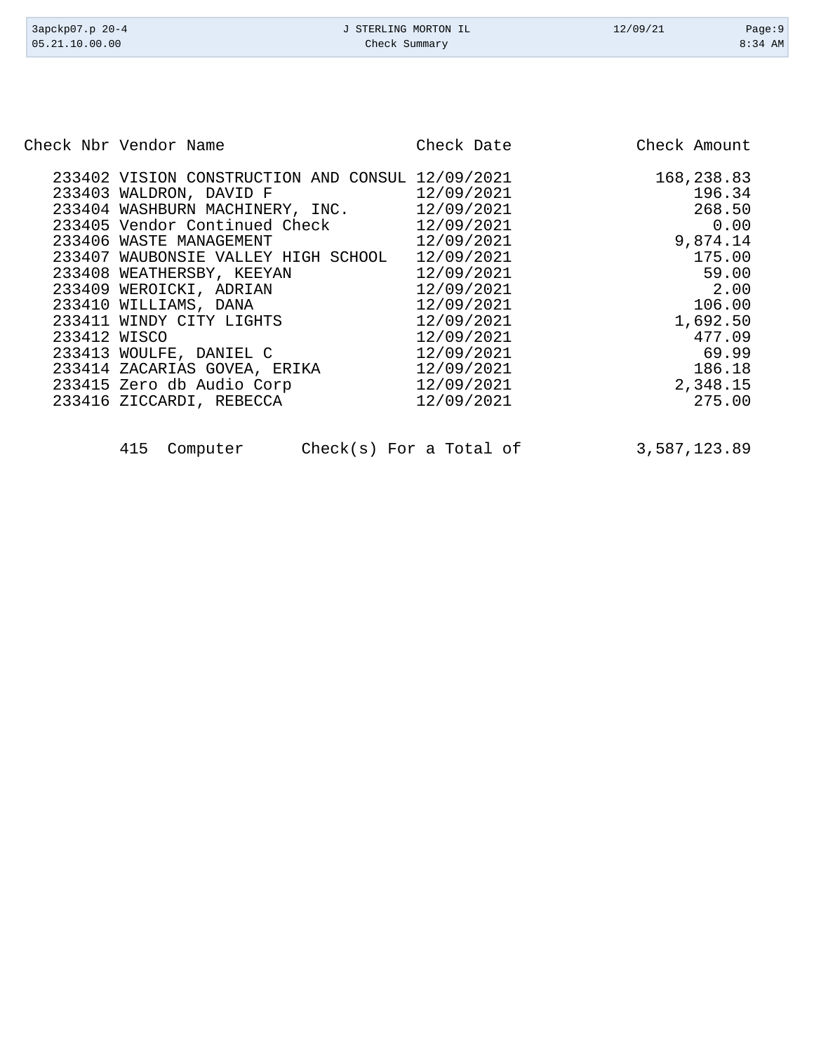| Check Nbr | Vendor Name | Check Date | Check Amount |
|---|---|---|---|
| 233402 | VISION CONSTRUCTION AND CONSUL | 12/09/2021 | 168,238.83 |
| 233403 | WALDRON, DAVID F | 12/09/2021 | 196.34 |
| 233404 | WASHBURN MACHINERY, INC. | 12/09/2021 | 268.50 |
| 233405 | Vendor Continued Check | 12/09/2021 | 0.00 |
| 233406 | WASTE MANAGEMENT | 12/09/2021 | 9,874.14 |
| 233407 | WAUBONSIE VALLEY HIGH SCHOOL | 12/09/2021 | 175.00 |
| 233408 | WEATHERSBY, KEEYAN | 12/09/2021 | 59.00 |
| 233409 | WEROICKI, ADRIAN | 12/09/2021 | 2.00 |
| 233410 | WILLIAMS, DANA | 12/09/2021 | 106.00 |
| 233411 | WINDY CITY LIGHTS | 12/09/2021 | 1,692.50 |
| 233412 | WISCO | 12/09/2021 | 477.09 |
| 233413 | WOULFE, DANIEL C | 12/09/2021 | 69.99 |
| 233414 | ZACARIAS GOVEA, ERIKA | 12/09/2021 | 186.18 |
| 233415 | Zero db Audio Corp | 12/09/2021 | 2,348.15 |
| 233416 | ZICCARDI, REBECCA | 12/09/2021 | 275.00 |

415 Computer Check(s) For a Total of 3,587,123.89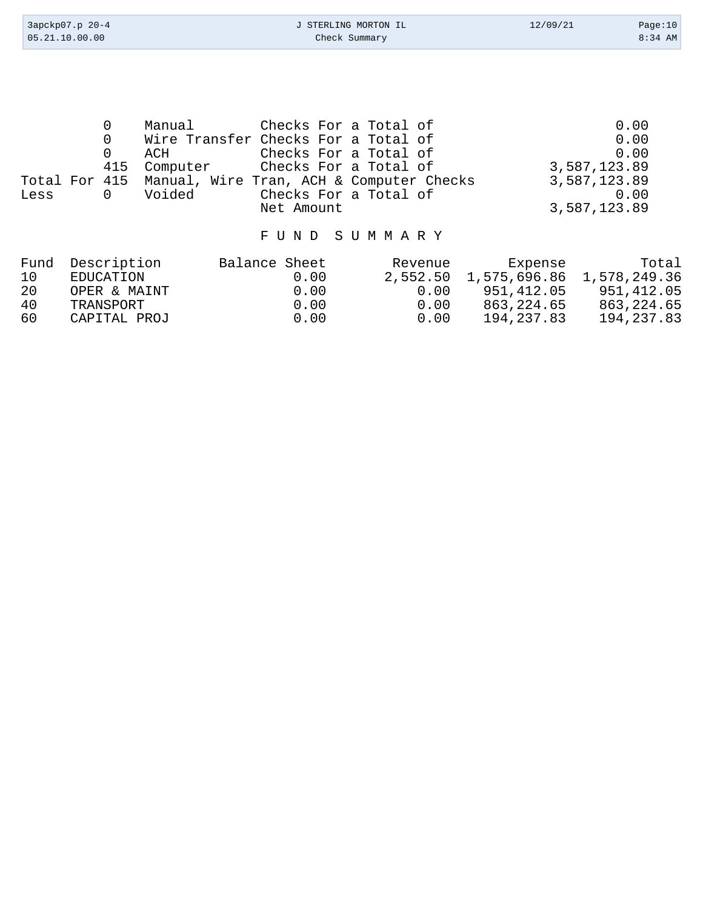| | | | | |
|---|---|---|---|---|
| | 0 | Manual | Checks For a Total of | 0.00 |
| | 0 | Wire Transfer | Checks For a Total of | 0.00 |
| | 0 | ACH | Checks For a Total of | 0.00 |
| | 415 | Computer | Checks For a Total of | 3,587,123.89 |
| Total For | 415 | Manual, Wire Tran, ACH & Computer Checks | | 3,587,123.89 |
| Less | 0 | Voided | Checks For a Total of | 0.00 |
| | | | Net Amount | 3,587,123.89 |

## F U N D   S U M M A R Y

| Fund | Description | Balance Sheet | Revenue | Expense | Total |
|---|---|---|---|---|---|
| 10 | EDUCATION | 0.00 | 2,552.50 | 1,575,696.86 | 1,578,249.36 |
| 20 | OPER & MAINT | 0.00 | 0.00 | 951,412.05 | 951,412.05 |
| 40 | TRANSPORT | 0.00 | 0.00 | 863,224.65 | 863,224.65 |
| 60 | CAPITAL PROJ | 0.00 | 0.00 | 194,237.83 | 194,237.83 |